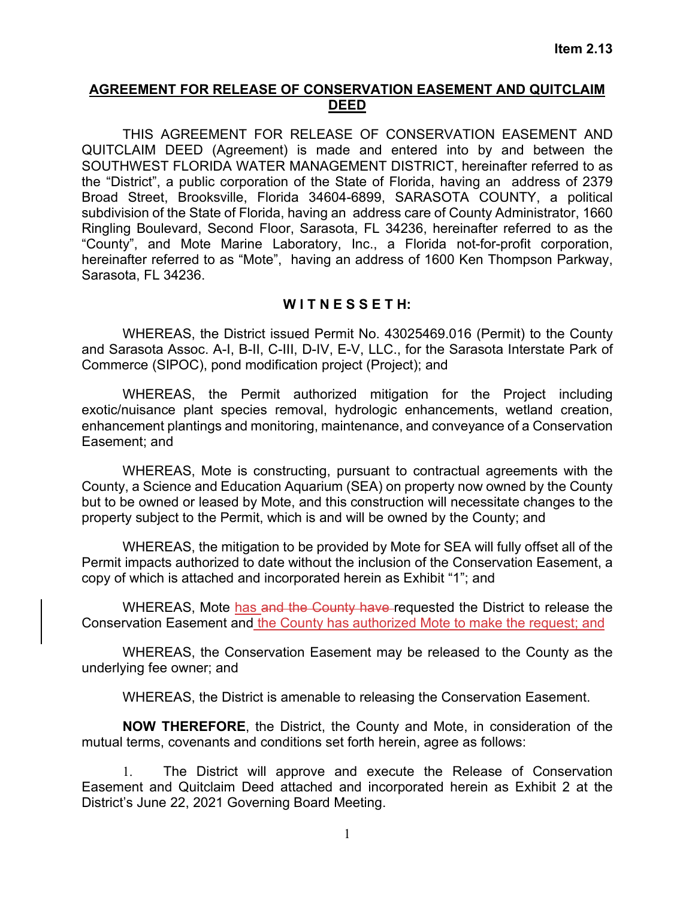Item 2.13

**AGREEMENT FOR RELEASE OF CONSERVATION EASEMENT AND QUITCLAIM DEED**

THIS AGREEMENT FOR RELEASE OF CONSERVATION EASEMENT AND QUITCLAIM DEED (Agreement) is made and entered into by and between the SOUTHWEST FLORIDA WATER MANAGEMENT DISTRICT, hereinafter referred to as the "District", a public corporation of the State of Florida, having an address of 2379 Broad Street, Brooksville, Florida 34604-6899, SARASOTA COUNTY, a political subdivision of the State of Florida, having an address care of County Administrator, 1660 Ringling Boulevard, Second Floor, Sarasota, FL 34236, hereinafter referred to as the "County", and Mote Marine Laboratory, Inc., a Florida not-for-profit corporation, hereinafter referred to as "Mote", having an address of 1600 Ken Thompson Parkway, Sarasota, FL 34236.

**W I T N E S S E T H:**

WHEREAS, the District issued Permit No. 43025469.016 (Permit) to the County and Sarasota Assoc. A-I, B-II, C-III, D-IV, E-V, LLC., for the Sarasota Interstate Park of Commerce (SIPOC), pond modification project (Project); and

WHEREAS, the Permit authorized mitigation for the Project including exotic/nuisance plant species removal, hydrologic enhancements, wetland creation, enhancement plantings and monitoring, maintenance, and conveyance of a Conservation Easement; and

WHEREAS, Mote is constructing, pursuant to contractual agreements with the County, a Science and Education Aquarium (SEA) on property now owned by the County but to be owned or leased by Mote, and this construction will necessitate changes to the property subject to the Permit, which is and will be owned by the County; and

WHEREAS, the mitigation to be provided by Mote for SEA will fully offset all of the Permit impacts authorized to date without the inclusion of the Conservation Easement, a copy of which is attached and incorporated herein as Exhibit "1"; and

WHEREAS, Mote has ~~and the County have~~ requested the District to release the Conservation Easement and the County has authorized Mote to make the request; and

WHEREAS, the Conservation Easement may be released to the County as the underlying fee owner; and

WHEREAS, the District is amenable to releasing the Conservation Easement.

**NOW THEREFORE**, the District, the County and Mote, in consideration of the mutual terms, covenants and conditions set forth herein, agree as follows:

1. The District will approve and execute the Release of Conservation Easement and Quitclaim Deed attached and incorporated herein as Exhibit 2 at the District's June 22, 2021 Governing Board Meeting.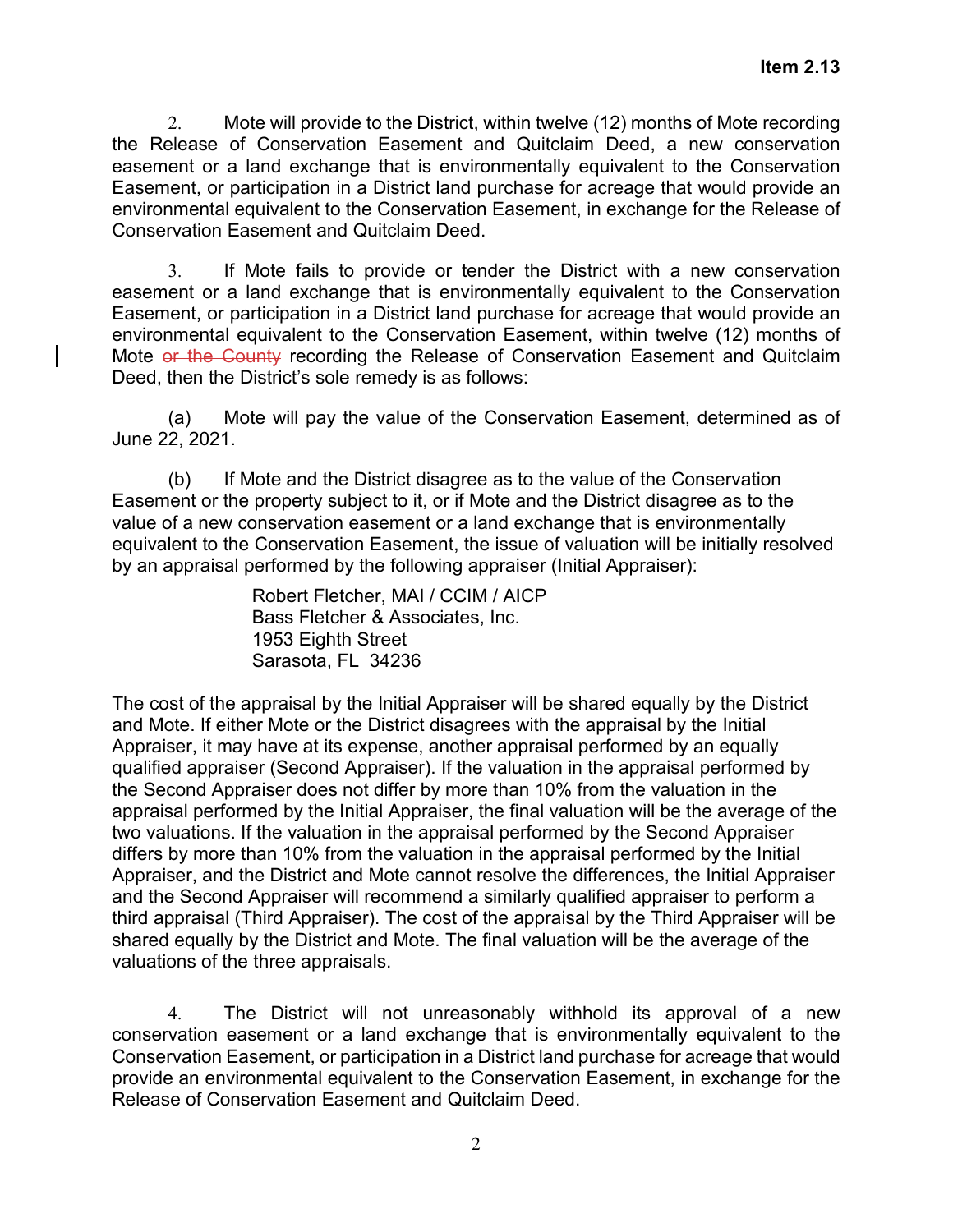**Item 2.13**

2. Mote will provide to the District, within twelve (12) months of Mote recording the Release of Conservation Easement and Quitclaim Deed, a new conservation easement or a land exchange that is environmentally equivalent to the Conservation Easement, or participation in a District land purchase for acreage that would provide an environmental equivalent to the Conservation Easement, in exchange for the Release of Conservation Easement and Quitclaim Deed.

3. If Mote fails to provide or tender the District with a new conservation easement or a land exchange that is environmentally equivalent to the Conservation Easement, or participation in a District land purchase for acreage that would provide an environmental equivalent to the Conservation Easement, within twelve (12) months of Mote ~~or the County~~ recording the Release of Conservation Easement and Quitclaim Deed, then the District's sole remedy is as follows:

(a) Mote will pay the value of the Conservation Easement, determined as of June 22, 2021.

(b) If Mote and the District disagree as to the value of the Conservation Easement or the property subject to it, or if Mote and the District disagree as to the value of a new conservation easement or a land exchange that is environmentally equivalent to the Conservation Easement, the issue of valuation will be initially resolved by an appraisal performed by the following appraiser (Initial Appraiser):

Robert Fletcher, MAI / CCIM / AICP
Bass Fletcher & Associates, Inc.
1953 Eighth Street
Sarasota, FL 34236

The cost of the appraisal by the Initial Appraiser will be shared equally by the District and Mote. If either Mote or the District disagrees with the appraisal by the Initial Appraiser, it may have at its expense, another appraisal performed by an equally qualified appraiser (Second Appraiser). If the valuation in the appraisal performed by the Second Appraiser does not differ by more than 10% from the valuation in the appraisal performed by the Initial Appraiser, the final valuation will be the average of the two valuations. If the valuation in the appraisal performed by the Second Appraiser differs by more than 10% from the valuation in the appraisal performed by the Initial Appraiser, and the District and Mote cannot resolve the differences, the Initial Appraiser and the Second Appraiser will recommend a similarly qualified appraiser to perform a third appraisal (Third Appraiser). The cost of the appraisal by the Third Appraiser will be shared equally by the District and Mote. The final valuation will be the average of the valuations of the three appraisals.

4. The District will not unreasonably withhold its approval of a new conservation easement or a land exchange that is environmentally equivalent to the Conservation Easement, or participation in a District land purchase for acreage that would provide an environmental equivalent to the Conservation Easement, in exchange for the Release of Conservation Easement and Quitclaim Deed.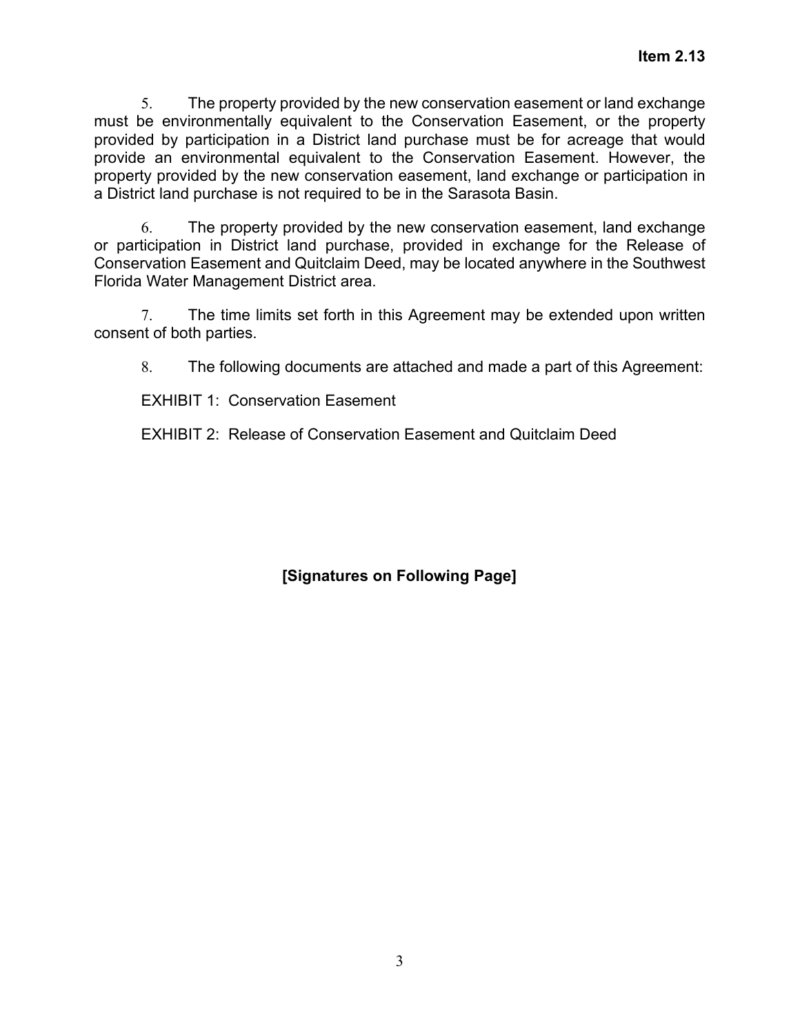**Item 2.13**

5. The property provided by the new conservation easement or land exchange must be environmentally equivalent to the Conservation Easement, or the property provided by participation in a District land purchase must be for acreage that would provide an environmental equivalent to the Conservation Easement. However, the property provided by the new conservation easement, land exchange or participation in a District land purchase is not required to be in the Sarasota Basin.

6. The property provided by the new conservation easement, land exchange or participation in District land purchase, provided in exchange for the Release of Conservation Easement and Quitclaim Deed, may be located anywhere in the Southwest Florida Water Management District area.

7. The time limits set forth in this Agreement may be extended upon written consent of both parties.

8. The following documents are attached and made a part of this Agreement:

EXHIBIT 1: Conservation Easement

EXHIBIT 2: Release of Conservation Easement and Quitclaim Deed

**[Signatures on Following Page]**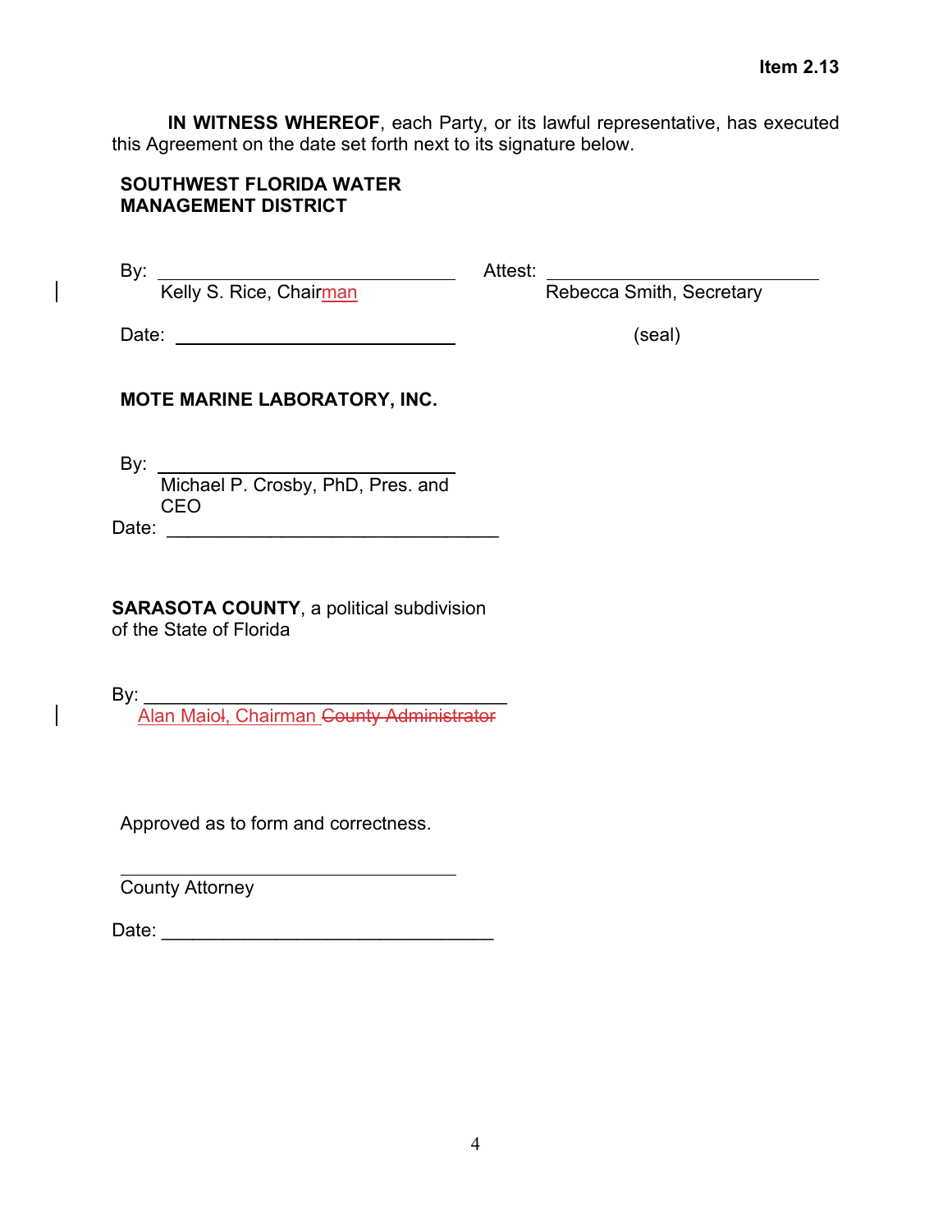**Item 2.13**

**IN WITNESS WHEREOF**, each Party, or its lawful representative, has executed this Agreement on the date set forth next to its signature below.

**SOUTHWEST FLORIDA WATER MANAGEMENT DISTRICT**

By: ______________________________
Kelly S. Rice, Chairman

Attest: ______________________________
Rebecca Smith, Secretary

Date: ______________________________

(seal)

**MOTE MARINE LABORATORY, INC.**

By: ______________________________
Michael P. Crosby, PhD, Pres. and CEO

Date: ______________________________

**SARASOTA COUNTY**, a political subdivision of the State of Florida

By: ______________________________
Alan Maio, Chairman ~~County Administrator~~

Approved as to form and correctness.

______________________________
County Attorney

Date: ______________________________